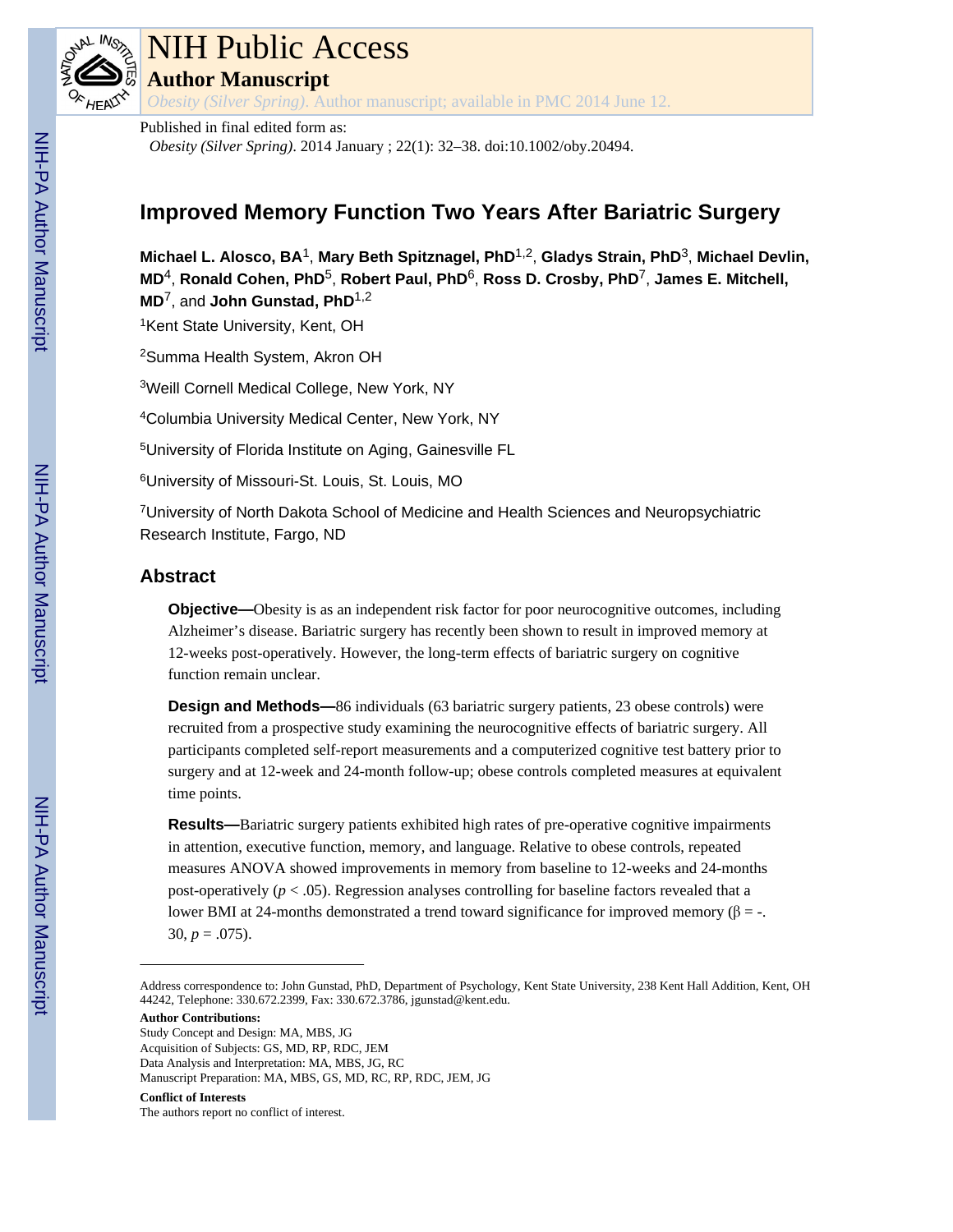# NIH Public Access

## Author Manuscript

*Obesity (Silver Spring)*. Author manuscript; available in PMC 2014 June 12.

Published in final edited form as:

*Obesity (Silver Spring)*. 2014 January ; 22(1): 32–38. doi:10.1002/oby.20494.

# Improved Memory Function Two Years After Bariatric Surgery

**Michael L. Alosco, BA**[1], **Mary Beth Spitznagel, PhD**[1,2], **Gladys Strain, PhD**[3], **Michael Devlin, MD**[4], **Ronald Cohen, PhD**[5], **Robert Paul, PhD**[6], **Ross D. Crosby, PhD**[7], **James E. Mitchell, MD**[7], and **John Gunstad, PhD**[1,2]

[1]Kent State University, Kent, OH

[2]Summa Health System, Akron OH

[3]Weill Cornell Medical College, New York, NY

[4]Columbia University Medical Center, New York, NY

[5]University of Florida Institute on Aging, Gainesville FL

[6]University of Missouri-St. Louis, St. Louis, MO

[7]University of North Dakota School of Medicine and Health Sciences and Neuropsychiatric Research Institute, Fargo, ND

## Abstract

**Objective—**Obesity is as an independent risk factor for poor neurocognitive outcomes, including Alzheimer's disease. Bariatric surgery has recently been shown to result in improved memory at 12-weeks post-operatively. However, the long-term effects of bariatric surgery on cognitive function remain unclear.

**Design and Methods—**86 individuals (63 bariatric surgery patients, 23 obese controls) were recruited from a prospective study examining the neurocognitive effects of bariatric surgery. All participants completed self-report measurements and a computerized cognitive test battery prior to surgery and at 12-week and 24-month follow-up; obese controls completed measures at equivalent time points.

**Results—**Bariatric surgery patients exhibited high rates of pre-operative cognitive impairments in attention, executive function, memory, and language. Relative to obese controls, repeated measures ANOVA showed improvements in memory from baseline to 12-weeks and 24-months post-operatively ($p < .05$). Regression analyses controlling for baseline factors revealed that a lower BMI at 24-months demonstrated a trend toward significance for improved memory ($\beta = -.30$, $p = .075$).

---

Address correspondence to: John Gunstad, PhD, Department of Psychology, Kent State University, 238 Kent Hall Addition, Kent, OH 44242, Telephone: 330.672.2399, Fax: 330.672.3786, jgunstad@kent.edu.

**Author Contributions:**

Study Concept and Design: MA, MBS, JG

Acquisition of Subjects: GS, MD, RP, RDC, JEM

Data Analysis and Interpretation: MA, MBS, JG, RC

Manuscript Preparation: MA, MBS, GS, MD, RC, RP, RDC, JEM, JG

**Conflict of Interests**

The authors report no conflict of interest.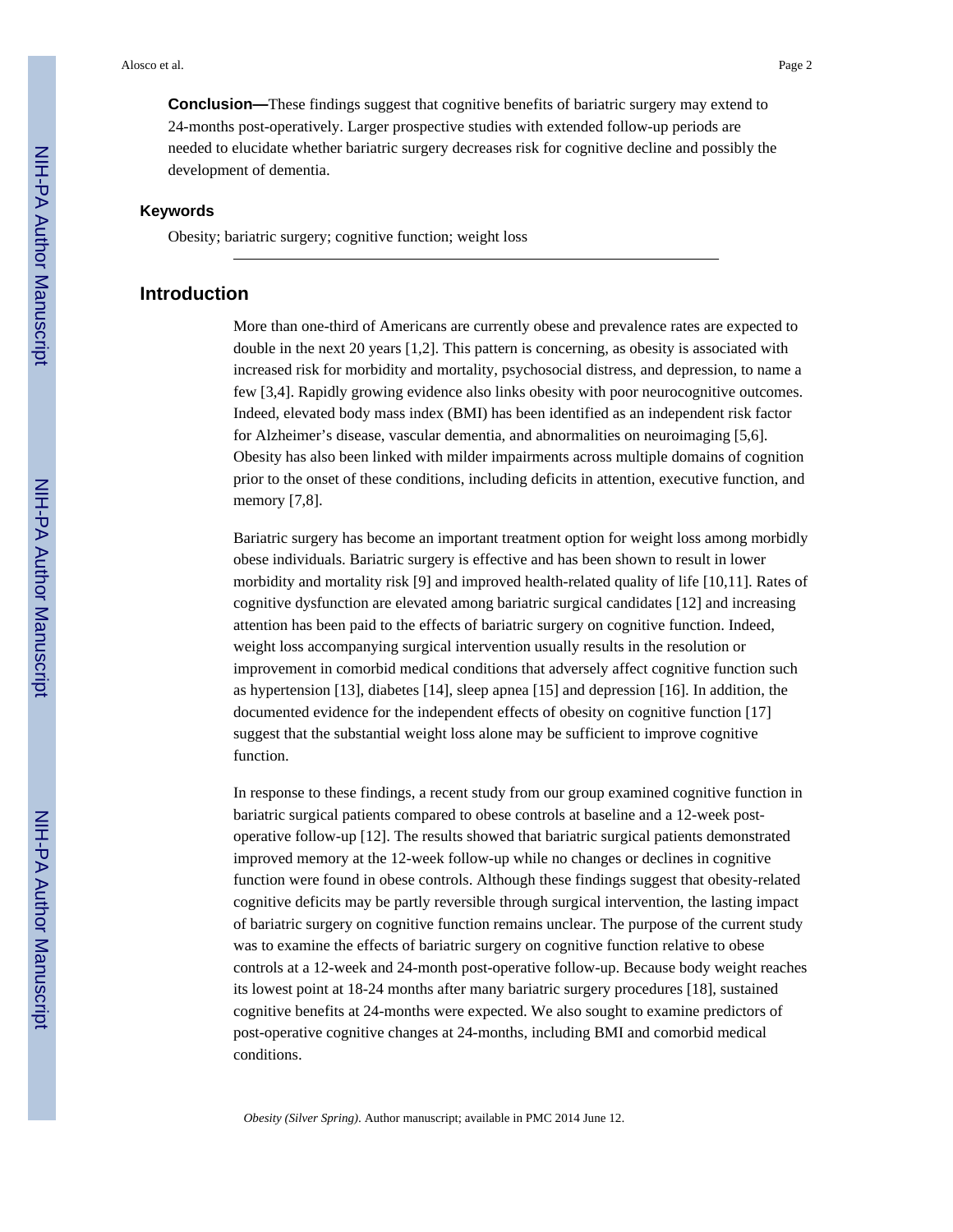**Conclusion—**These findings suggest that cognitive benefits of bariatric surgery may extend to 24-months post-operatively. Larger prospective studies with extended follow-up periods are needed to elucidate whether bariatric surgery decreases risk for cognitive decline and possibly the development of dementia.

### Keywords

Obesity; bariatric surgery; cognitive function; weight loss

## Introduction

More than one-third of Americans are currently obese and prevalence rates are expected to double in the next 20 years [1,2]. This pattern is concerning, as obesity is associated with increased risk for morbidity and mortality, psychosocial distress, and depression, to name a few [3,4]. Rapidly growing evidence also links obesity with poor neurocognitive outcomes. Indeed, elevated body mass index (BMI) has been identified as an independent risk factor for Alzheimer's disease, vascular dementia, and abnormalities on neuroimaging [5,6]. Obesity has also been linked with milder impairments across multiple domains of cognition prior to the onset of these conditions, including deficits in attention, executive function, and memory [7,8].

Bariatric surgery has become an important treatment option for weight loss among morbidly obese individuals. Bariatric surgery is effective and has been shown to result in lower morbidity and mortality risk [9] and improved health-related quality of life [10,11]. Rates of cognitive dysfunction are elevated among bariatric surgical candidates [12] and increasing attention has been paid to the effects of bariatric surgery on cognitive function. Indeed, weight loss accompanying surgical intervention usually results in the resolution or improvement in comorbid medical conditions that adversely affect cognitive function such as hypertension [13], diabetes [14], sleep apnea [15] and depression [16]. In addition, the documented evidence for the independent effects of obesity on cognitive function [17] suggest that the substantial weight loss alone may be sufficient to improve cognitive function.

In response to these findings, a recent study from our group examined cognitive function in bariatric surgical patients compared to obese controls at baseline and a 12-week post-operative follow-up [12]. The results showed that bariatric surgical patients demonstrated improved memory at the 12-week follow-up while no changes or declines in cognitive function were found in obese controls. Although these findings suggest that obesity-related cognitive deficits may be partly reversible through surgical intervention, the lasting impact of bariatric surgery on cognitive function remains unclear. The purpose of the current study was to examine the effects of bariatric surgery on cognitive function relative to obese controls at a 12-week and 24-month post-operative follow-up. Because body weight reaches its lowest point at 18-24 months after many bariatric surgery procedures [18], sustained cognitive benefits at 24-months were expected. We also sought to examine predictors of post-operative cognitive changes at 24-months, including BMI and comorbid medical conditions.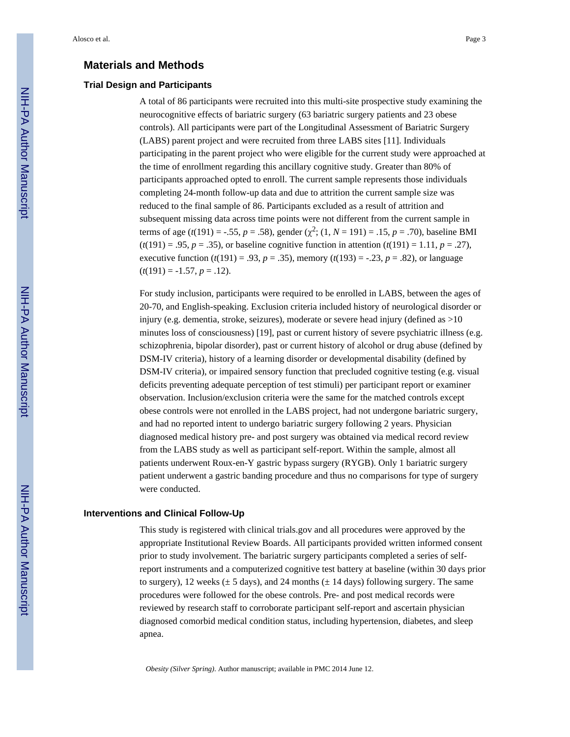## Materials and Methods

### Trial Design and Participants

A total of 86 participants were recruited into this multi-site prospective study examining the neurocognitive effects of bariatric surgery (63 bariatric surgery patients and 23 obese controls). All participants were part of the Longitudinal Assessment of Bariatric Surgery (LABS) parent project and were recruited from three LABS sites [11]. Individuals participating in the parent project who were eligible for the current study were approached at the time of enrollment regarding this ancillary cognitive study. Greater than 80% of participants approached opted to enroll. The current sample represents those individuals completing 24-month follow-up data and due to attrition the current sample size was reduced to the final sample of 86. Participants excluded as a result of attrition and subsequent missing data across time points were not different from the current sample in terms of age ($t(191) = -.55$, $p = .58$), gender ($\chi^2$; $(1, N = 191) = .15$, $p = .70$), baseline BMI ($t(191) = .95$, $p = .35$), or baseline cognitive function in attention ($t(191) = 1.11$, $p = .27$), executive function ($t(191) = .93$, $p = .35$), memory ($t(193) = -.23$, $p = .82$), or language ($t(191) = -1.57$, $p = .12$).

For study inclusion, participants were required to be enrolled in LABS, between the ages of 20-70, and English-speaking. Exclusion criteria included history of neurological disorder or injury (e.g. dementia, stroke, seizures), moderate or severe head injury (defined as >10 minutes loss of consciousness) [19], past or current history of severe psychiatric illness (e.g. schizophrenia, bipolar disorder), past or current history of alcohol or drug abuse (defined by DSM-IV criteria), history of a learning disorder or developmental disability (defined by DSM-IV criteria), or impaired sensory function that precluded cognitive testing (e.g. visual deficits preventing adequate perception of test stimuli) per participant report or examiner observation. Inclusion/exclusion criteria were the same for the matched controls except obese controls were not enrolled in the LABS project, had not undergone bariatric surgery, and had no reported intent to undergo bariatric surgery following 2 years. Physician diagnosed medical history pre- and post surgery was obtained via medical record review from the LABS study as well as participant self-report. Within the sample, almost all patients underwent Roux-en-Y gastric bypass surgery (RYGB). Only 1 bariatric surgery patient underwent a gastric banding procedure and thus no comparisons for type of surgery were conducted.

### Interventions and Clinical Follow-Up

This study is registered with clinical trials.gov and all procedures were approved by the appropriate Institutional Review Boards. All participants provided written informed consent prior to study involvement. The bariatric surgery participants completed a series of self-report instruments and a computerized cognitive test battery at baseline (within 30 days prior to surgery), 12 weeks (± 5 days), and 24 months (± 14 days) following surgery. The same procedures were followed for the obese controls. Pre- and post medical records were reviewed by research staff to corroborate participant self-report and ascertain physician diagnosed comorbid medical condition status, including hypertension, diabetes, and sleep apnea.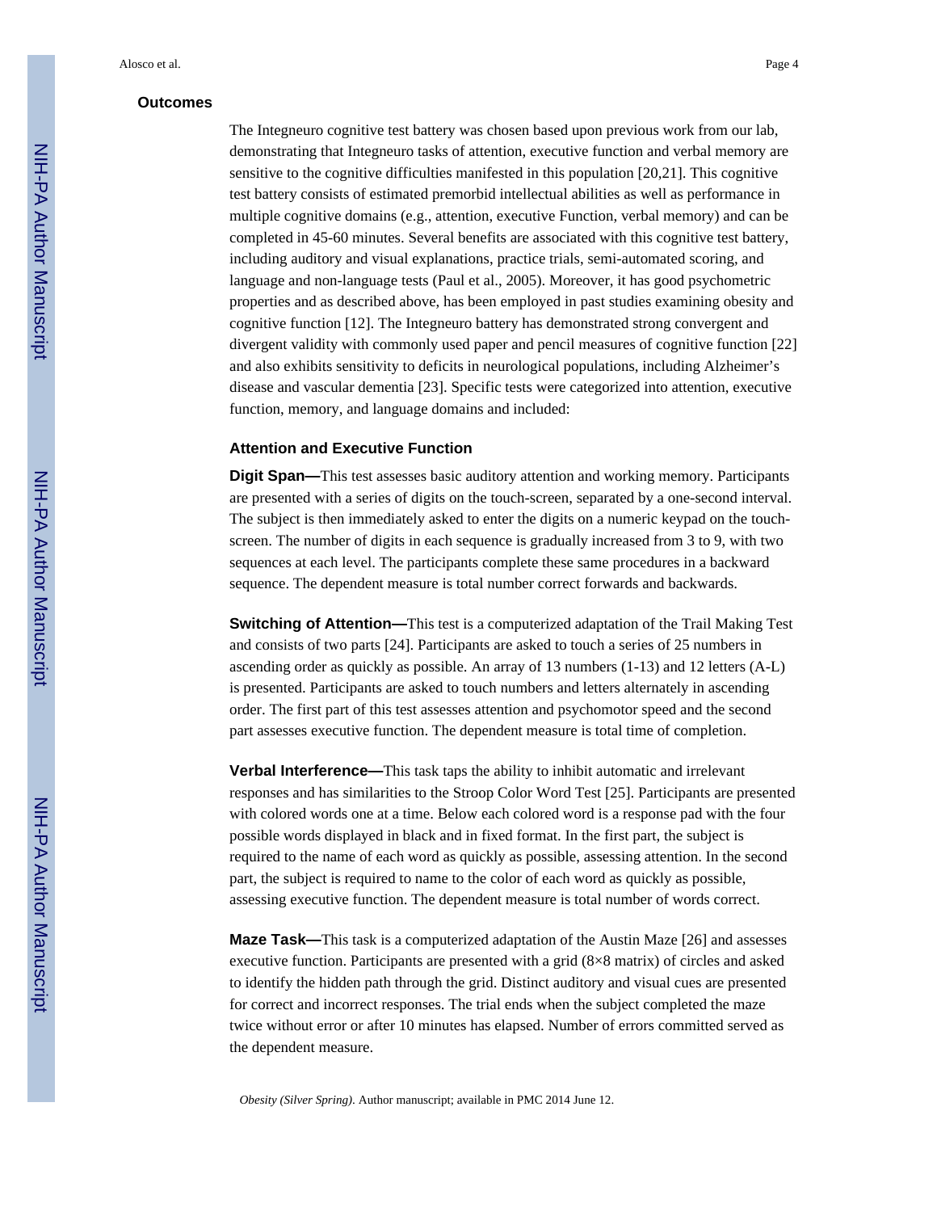### Outcomes

The Integneuro cognitive test battery was chosen based upon previous work from our lab, demonstrating that Integneuro tasks of attention, executive function and verbal memory are sensitive to the cognitive difficulties manifested in this population [20,21]. This cognitive test battery consists of estimated premorbid intellectual abilities as well as performance in multiple cognitive domains (e.g., attention, executive Function, verbal memory) and can be completed in 45-60 minutes. Several benefits are associated with this cognitive test battery, including auditory and visual explanations, practice trials, semi-automated scoring, and language and non-language tests (Paul et al., 2005). Moreover, it has good psychometric properties and as described above, has been employed in past studies examining obesity and cognitive function [12]. The Integneuro battery has demonstrated strong convergent and divergent validity with commonly used paper and pencil measures of cognitive function [22] and also exhibits sensitivity to deficits in neurological populations, including Alzheimer's disease and vascular dementia [23]. Specific tests were categorized into attention, executive function, memory, and language domains and included:

#### Attention and Executive Function

**Digit Span—**This test assesses basic auditory attention and working memory. Participants are presented with a series of digits on the touch-screen, separated by a one-second interval. The subject is then immediately asked to enter the digits on a numeric keypad on the touch-screen. The number of digits in each sequence is gradually increased from 3 to 9, with two sequences at each level. The participants complete these same procedures in a backward sequence. The dependent measure is total number correct forwards and backwards.

**Switching of Attention—**This test is a computerized adaptation of the Trail Making Test and consists of two parts [24]. Participants are asked to touch a series of 25 numbers in ascending order as quickly as possible. An array of 13 numbers (1-13) and 12 letters (A-L) is presented. Participants are asked to touch numbers and letters alternately in ascending order. The first part of this test assesses attention and psychomotor speed and the second part assesses executive function. The dependent measure is total time of completion.

**Verbal Interference—**This task taps the ability to inhibit automatic and irrelevant responses and has similarities to the Stroop Color Word Test [25]. Participants are presented with colored words one at a time. Below each colored word is a response pad with the four possible words displayed in black and in fixed format. In the first part, the subject is required to the name of each word as quickly as possible, assessing attention. In the second part, the subject is required to name to the color of each word as quickly as possible, assessing executive function. The dependent measure is total number of words correct.

**Maze Task—**This task is a computerized adaptation of the Austin Maze [26] and assesses executive function. Participants are presented with a grid (8×8 matrix) of circles and asked to identify the hidden path through the grid. Distinct auditory and visual cues are presented for correct and incorrect responses. The trial ends when the subject completed the maze twice without error or after 10 minutes has elapsed. Number of errors committed served as the dependent measure.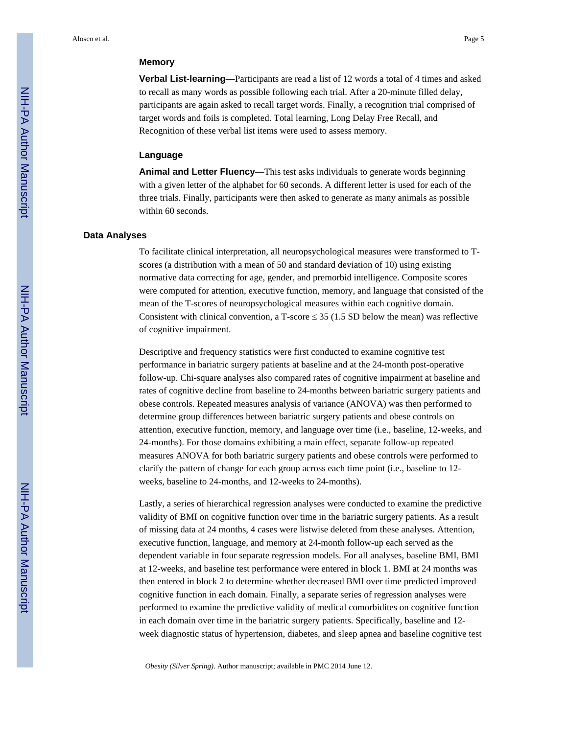### Memory

**Verbal List-learning—**Participants are read a list of 12 words a total of 4 times and asked to recall as many words as possible following each trial. After a 20-minute filled delay, participants are again asked to recall target words. Finally, a recognition trial comprised of target words and foils is completed. Total learning, Long Delay Free Recall, and Recognition of these verbal list items were used to assess memory.

### Language

**Animal and Letter Fluency—**This test asks individuals to generate words beginning with a given letter of the alphabet for 60 seconds. A different letter is used for each of the three trials. Finally, participants were then asked to generate as many animals as possible within 60 seconds.

## Data Analyses

To facilitate clinical interpretation, all neuropsychological measures were transformed to T-scores (a distribution with a mean of 50 and standard deviation of 10) using existing normative data correcting for age, gender, and premorbid intelligence. Composite scores were computed for attention, executive function, memory, and language that consisted of the mean of the T-scores of neuropsychological measures within each cognitive domain. Consistent with clinical convention, a T-score ≤ 35 (1.5 SD below the mean) was reflective of cognitive impairment.

Descriptive and frequency statistics were first conducted to examine cognitive test performance in bariatric surgery patients at baseline and at the 24-month post-operative follow-up. Chi-square analyses also compared rates of cognitive impairment at baseline and rates of cognitive decline from baseline to 24-months between bariatric surgery patients and obese controls. Repeated measures analysis of variance (ANOVA) was then performed to determine group differences between bariatric surgery patients and obese controls on attention, executive function, memory, and language over time (i.e., baseline, 12-weeks, and 24-months). For those domains exhibiting a main effect, separate follow-up repeated measures ANOVA for both bariatric surgery patients and obese controls were performed to clarify the pattern of change for each group across each time point (i.e., baseline to 12-weeks, baseline to 24-months, and 12-weeks to 24-months).

Lastly, a series of hierarchical regression analyses were conducted to examine the predictive validity of BMI on cognitive function over time in the bariatric surgery patients. As a result of missing data at 24 months, 4 cases were listwise deleted from these analyses. Attention, executive function, language, and memory at 24-month follow-up each served as the dependent variable in four separate regression models. For all analyses, baseline BMI, BMI at 12-weeks, and baseline test performance were entered in block 1. BMI at 24 months was then entered in block 2 to determine whether decreased BMI over time predicted improved cognitive function in each domain. Finally, a separate series of regression analyses were performed to examine the predictive validity of medical comorbidites on cognitive function in each domain over time in the bariatric surgery patients. Specifically, baseline and 12-week diagnostic status of hypertension, diabetes, and sleep apnea and baseline cognitive test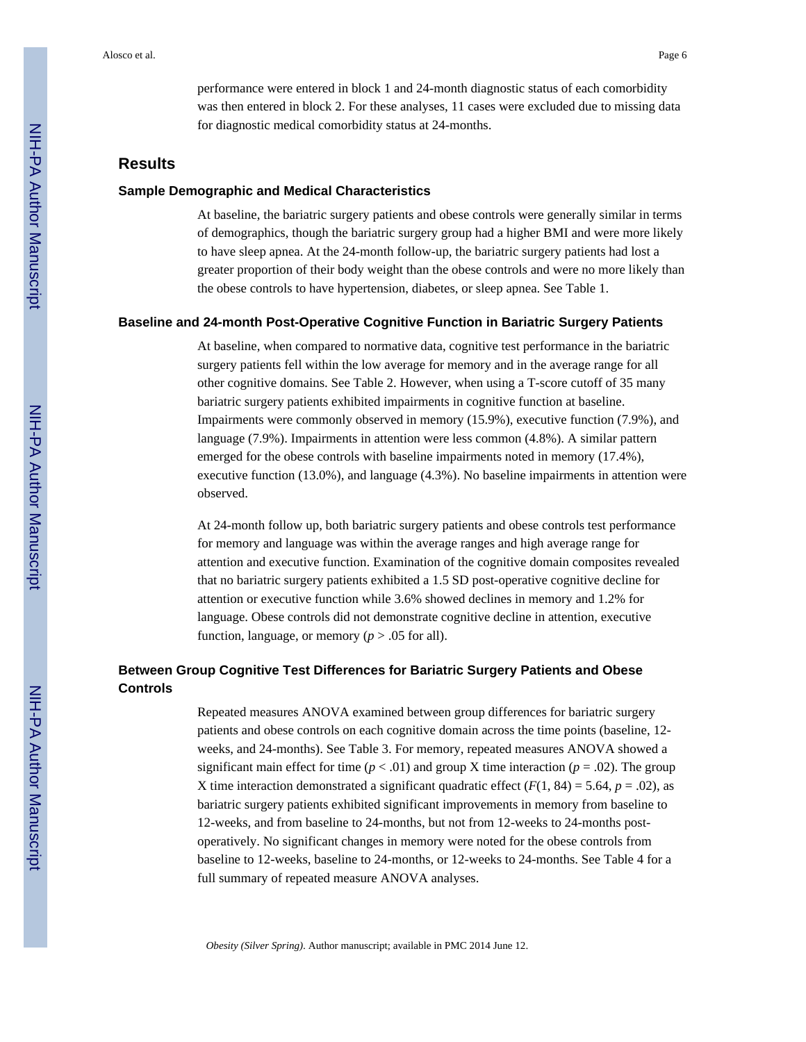performance were entered in block 1 and 24-month diagnostic status of each comorbidity was then entered in block 2. For these analyses, 11 cases were excluded due to missing data for diagnostic medical comorbidity status at 24-months.

## Results

### Sample Demographic and Medical Characteristics

At baseline, the bariatric surgery patients and obese controls were generally similar in terms of demographics, though the bariatric surgery group had a higher BMI and were more likely to have sleep apnea. At the 24-month follow-up, the bariatric surgery patients had lost a greater proportion of their body weight than the obese controls and were no more likely than the obese controls to have hypertension, diabetes, or sleep apnea. See Table 1.

### Baseline and 24-month Post-Operative Cognitive Function in Bariatric Surgery Patients

At baseline, when compared to normative data, cognitive test performance in the bariatric surgery patients fell within the low average for memory and in the average range for all other cognitive domains. See Table 2. However, when using a T-score cutoff of 35 many bariatric surgery patients exhibited impairments in cognitive function at baseline. Impairments were commonly observed in memory (15.9%), executive function (7.9%), and language (7.9%). Impairments in attention were less common (4.8%). A similar pattern emerged for the obese controls with baseline impairments noted in memory (17.4%), executive function (13.0%), and language (4.3%). No baseline impairments in attention were observed.

At 24-month follow up, both bariatric surgery patients and obese controls test performance for memory and language was within the average ranges and high average range for attention and executive function. Examination of the cognitive domain composites revealed that no bariatric surgery patients exhibited a 1.5 SD post-operative cognitive decline for attention or executive function while 3.6% showed declines in memory and 1.2% for language. Obese controls did not demonstrate cognitive decline in attention, executive function, language, or memory ($p > .05$ for all).

### Between Group Cognitive Test Differences for Bariatric Surgery Patients and Obese Controls

Repeated measures ANOVA examined between group differences for bariatric surgery patients and obese controls on each cognitive domain across the time points (baseline, 12-weeks, and 24-months). See Table 3. For memory, repeated measures ANOVA showed a significant main effect for time ($p < .01$) and group X time interaction ($p = .02$). The group X time interaction demonstrated a significant quadratic effect ($F(1, 84) = 5.64$, $p = .02$), as bariatric surgery patients exhibited significant improvements in memory from baseline to 12-weeks, and from baseline to 24-months, but not from 12-weeks to 24-months post-operatively. No significant changes in memory were noted for the obese controls from baseline to 12-weeks, baseline to 24-months, or 12-weeks to 24-months. See Table 4 for a full summary of repeated measure ANOVA analyses.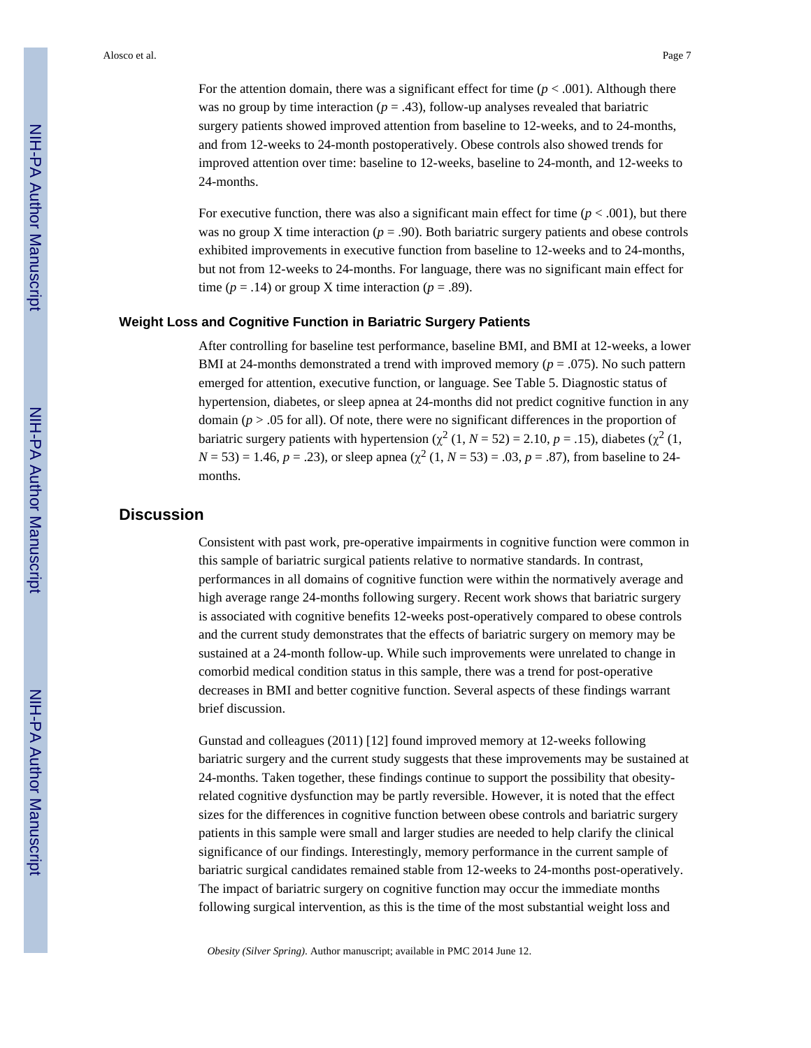For the attention domain, there was a significant effect for time ($p < .001$). Although there was no group by time interaction ($p = .43$), follow-up analyses revealed that bariatric surgery patients showed improved attention from baseline to 12-weeks, and to 24-months, and from 12-weeks to 24-month postoperatively. Obese controls also showed trends for improved attention over time: baseline to 12-weeks, baseline to 24-month, and 12-weeks to 24-months.

For executive function, there was also a significant main effect for time ($p < .001$), but there was no group X time interaction ($p = .90$). Both bariatric surgery patients and obese controls exhibited improvements in executive function from baseline to 12-weeks and to 24-months, but not from 12-weeks to 24-months. For language, there was no significant main effect for time ($p = .14$) or group X time interaction ($p = .89$).

### Weight Loss and Cognitive Function in Bariatric Surgery Patients

After controlling for baseline test performance, baseline BMI, and BMI at 12-weeks, a lower BMI at 24-months demonstrated a trend with improved memory ($p = .075$). No such pattern emerged for attention, executive function, or language. See Table 5. Diagnostic status of hypertension, diabetes, or sleep apnea at 24-months did not predict cognitive function in any domain ($p > .05$ for all). Of note, there were no significant differences in the proportion of bariatric surgery patients with hypertension ($\chi^2$ (1, $N = 52$) = 2.10, $p = .15$), diabetes ($\chi^2$ (1, $N = 53$) = 1.46, $p = .23$), or sleep apnea ($\chi^2$ (1, $N = 53$) = .03, $p = .87$), from baseline to 24-months.

## Discussion

Consistent with past work, pre-operative impairments in cognitive function were common in this sample of bariatric surgical patients relative to normative standards. In contrast, performances in all domains of cognitive function were within the normatively average and high average range 24-months following surgery. Recent work shows that bariatric surgery is associated with cognitive benefits 12-weeks post-operatively compared to obese controls and the current study demonstrates that the effects of bariatric surgery on memory may be sustained at a 24-month follow-up. While such improvements were unrelated to change in comorbid medical condition status in this sample, there was a trend for post-operative decreases in BMI and better cognitive function. Several aspects of these findings warrant brief discussion.

Gunstad and colleagues (2011) [12] found improved memory at 12-weeks following bariatric surgery and the current study suggests that these improvements may be sustained at 24-months. Taken together, these findings continue to support the possibility that obesity-related cognitive dysfunction may be partly reversible. However, it is noted that the effect sizes for the differences in cognitive function between obese controls and bariatric surgery patients in this sample were small and larger studies are needed to help clarify the clinical significance of our findings. Interestingly, memory performance in the current sample of bariatric surgical candidates remained stable from 12-weeks to 24-months post-operatively. The impact of bariatric surgery on cognitive function may occur the immediate months following surgical intervention, as this is the time of the most substantial weight loss and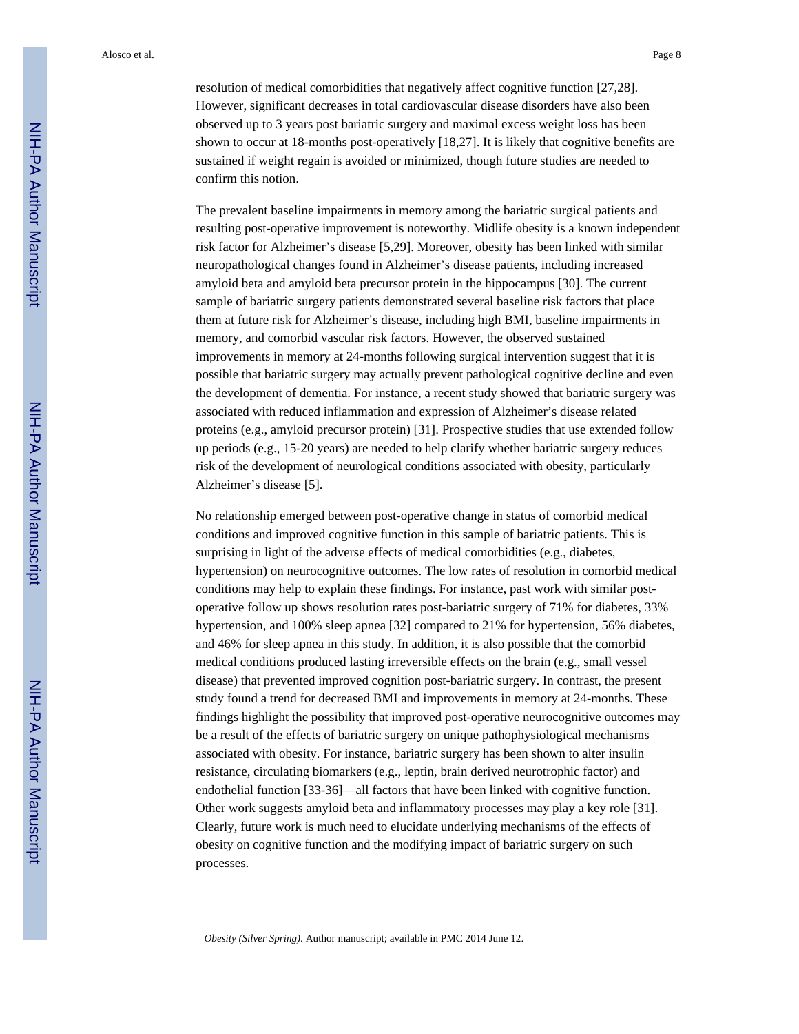resolution of medical comorbidities that negatively affect cognitive function [27,28]. However, significant decreases in total cardiovascular disease disorders have also been observed up to 3 years post bariatric surgery and maximal excess weight loss has been shown to occur at 18-months post-operatively [18,27]. It is likely that cognitive benefits are sustained if weight regain is avoided or minimized, though future studies are needed to confirm this notion.

The prevalent baseline impairments in memory among the bariatric surgical patients and resulting post-operative improvement is noteworthy. Midlife obesity is a known independent risk factor for Alzheimer's disease [5,29]. Moreover, obesity has been linked with similar neuropathological changes found in Alzheimer's disease patients, including increased amyloid beta and amyloid beta precursor protein in the hippocampus [30]. The current sample of bariatric surgery patients demonstrated several baseline risk factors that place them at future risk for Alzheimer's disease, including high BMI, baseline impairments in memory, and comorbid vascular risk factors. However, the observed sustained improvements in memory at 24-months following surgical intervention suggest that it is possible that bariatric surgery may actually prevent pathological cognitive decline and even the development of dementia. For instance, a recent study showed that bariatric surgery was associated with reduced inflammation and expression of Alzheimer's disease related proteins (e.g., amyloid precursor protein) [31]. Prospective studies that use extended follow up periods (e.g., 15-20 years) are needed to help clarify whether bariatric surgery reduces risk of the development of neurological conditions associated with obesity, particularly Alzheimer's disease [5].

No relationship emerged between post-operative change in status of comorbid medical conditions and improved cognitive function in this sample of bariatric patients. This is surprising in light of the adverse effects of medical comorbidities (e.g., diabetes, hypertension) on neurocognitive outcomes. The low rates of resolution in comorbid medical conditions may help to explain these findings. For instance, past work with similar post-operative follow up shows resolution rates post-bariatric surgery of 71% for diabetes, 33% hypertension, and 100% sleep apnea [32] compared to 21% for hypertension, 56% diabetes, and 46% for sleep apnea in this study. In addition, it is also possible that the comorbid medical conditions produced lasting irreversible effects on the brain (e.g., small vessel disease) that prevented improved cognition post-bariatric surgery. In contrast, the present study found a trend for decreased BMI and improvements in memory at 24-months. These findings highlight the possibility that improved post-operative neurocognitive outcomes may be a result of the effects of bariatric surgery on unique pathophysiological mechanisms associated with obesity. For instance, bariatric surgery has been shown to alter insulin resistance, circulating biomarkers (e.g., leptin, brain derived neurotrophic factor) and endothelial function [33-36]—all factors that have been linked with cognitive function. Other work suggests amyloid beta and inflammatory processes may play a key role [31]. Clearly, future work is much need to elucidate underlying mechanisms of the effects of obesity on cognitive function and the modifying impact of bariatric surgery on such processes.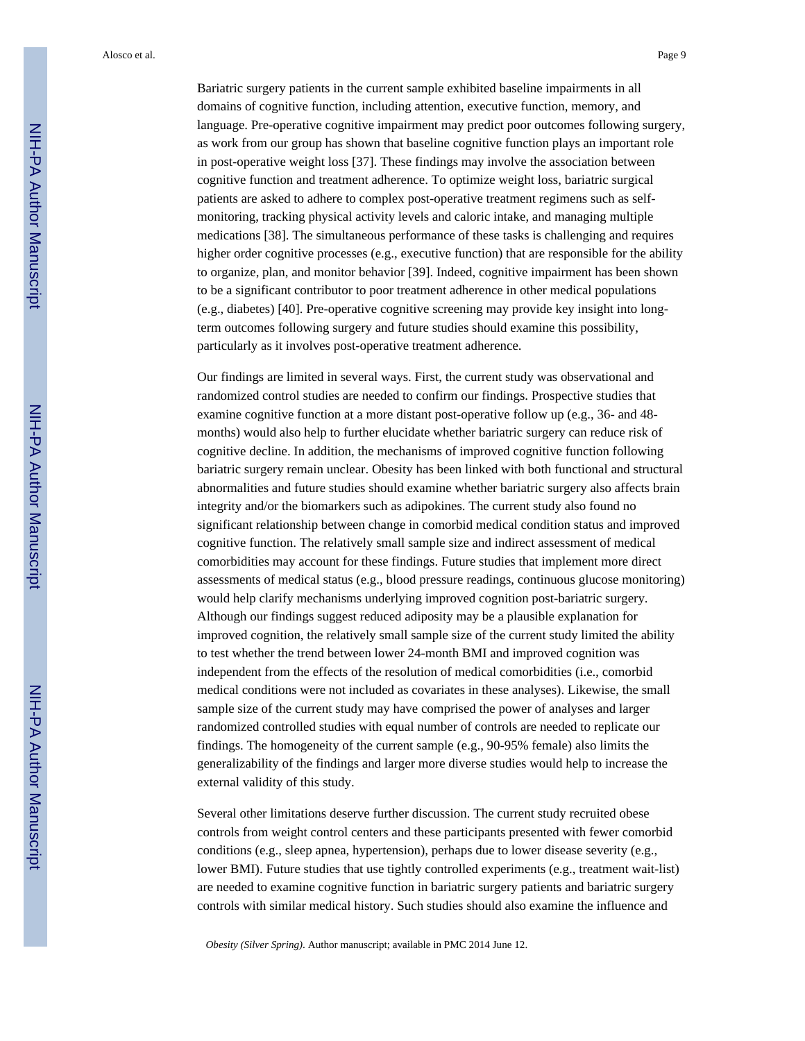Bariatric surgery patients in the current sample exhibited baseline impairments in all domains of cognitive function, including attention, executive function, memory, and language. Pre-operative cognitive impairment may predict poor outcomes following surgery, as work from our group has shown that baseline cognitive function plays an important role in post-operative weight loss [37]. These findings may involve the association between cognitive function and treatment adherence. To optimize weight loss, bariatric surgical patients are asked to adhere to complex post-operative treatment regimens such as self-monitoring, tracking physical activity levels and caloric intake, and managing multiple medications [38]. The simultaneous performance of these tasks is challenging and requires higher order cognitive processes (e.g., executive function) that are responsible for the ability to organize, plan, and monitor behavior [39]. Indeed, cognitive impairment has been shown to be a significant contributor to poor treatment adherence in other medical populations (e.g., diabetes) [40]. Pre-operative cognitive screening may provide key insight into long-term outcomes following surgery and future studies should examine this possibility, particularly as it involves post-operative treatment adherence.

Our findings are limited in several ways. First, the current study was observational and randomized control studies are needed to confirm our findings. Prospective studies that examine cognitive function at a more distant post-operative follow up (e.g., 36- and 48-months) would also help to further elucidate whether bariatric surgery can reduce risk of cognitive decline. In addition, the mechanisms of improved cognitive function following bariatric surgery remain unclear. Obesity has been linked with both functional and structural abnormalities and future studies should examine whether bariatric surgery also affects brain integrity and/or the biomarkers such as adipokines. The current study also found no significant relationship between change in comorbid medical condition status and improved cognitive function. The relatively small sample size and indirect assessment of medical comorbidities may account for these findings. Future studies that implement more direct assessments of medical status (e.g., blood pressure readings, continuous glucose monitoring) would help clarify mechanisms underlying improved cognition post-bariatric surgery. Although our findings suggest reduced adiposity may be a plausible explanation for improved cognition, the relatively small sample size of the current study limited the ability to test whether the trend between lower 24-month BMI and improved cognition was independent from the effects of the resolution of medical comorbidities (i.e., comorbid medical conditions were not included as covariates in these analyses). Likewise, the small sample size of the current study may have comprised the power of analyses and larger randomized controlled studies with equal number of controls are needed to replicate our findings. The homogeneity of the current sample (e.g., 90-95% female) also limits the generalizability of the findings and larger more diverse studies would help to increase the external validity of this study.

Several other limitations deserve further discussion. The current study recruited obese controls from weight control centers and these participants presented with fewer comorbid conditions (e.g., sleep apnea, hypertension), perhaps due to lower disease severity (e.g., lower BMI). Future studies that use tightly controlled experiments (e.g., treatment wait-list) are needed to examine cognitive function in bariatric surgery patients and bariatric surgery controls with similar medical history. Such studies should also examine the influence and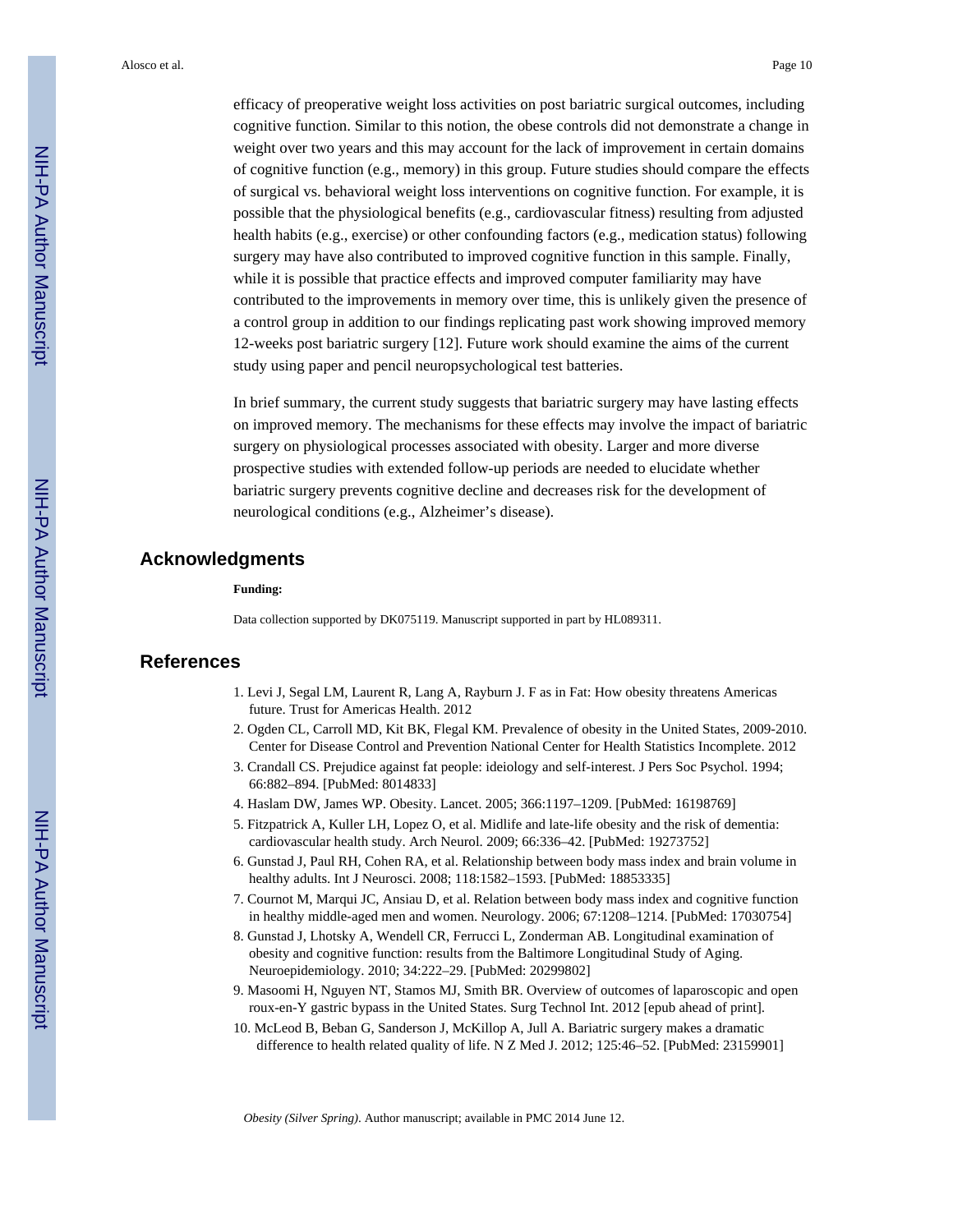efficacy of preoperative weight loss activities on post bariatric surgical outcomes, including cognitive function. Similar to this notion, the obese controls did not demonstrate a change in weight over two years and this may account for the lack of improvement in certain domains of cognitive function (e.g., memory) in this group. Future studies should compare the effects of surgical vs. behavioral weight loss interventions on cognitive function. For example, it is possible that the physiological benefits (e.g., cardiovascular fitness) resulting from adjusted health habits (e.g., exercise) or other confounding factors (e.g., medication status) following surgery may have also contributed to improved cognitive function in this sample. Finally, while it is possible that practice effects and improved computer familiarity may have contributed to the improvements in memory over time, this is unlikely given the presence of a control group in addition to our findings replicating past work showing improved memory 12-weeks post bariatric surgery [12]. Future work should examine the aims of the current study using paper and pencil neuropsychological test batteries.

In brief summary, the current study suggests that bariatric surgery may have lasting effects on improved memory. The mechanisms for these effects may involve the impact of bariatric surgery on physiological processes associated with obesity. Larger and more diverse prospective studies with extended follow-up periods are needed to elucidate whether bariatric surgery prevents cognitive decline and decreases risk for the development of neurological conditions (e.g., Alzheimer's disease).

## Acknowledgments

**Funding:**

Data collection supported by DK075119. Manuscript supported in part by HL089311.

## References

1. Levi J, Segal LM, Laurent R, Lang A, Rayburn J. F as in Fat: How obesity threatens Americas future. Trust for Americas Health. 2012
2. Ogden CL, Carroll MD, Kit BK, Flegal KM. Prevalence of obesity in the United States, 2009-2010. Center for Disease Control and Prevention National Center for Health Statistics Incomplete. 2012
3. Crandall CS. Prejudice against fat people: ideiology and self-interest. J Pers Soc Psychol. 1994; 66:882–894. [PubMed: 8014833]
4. Haslam DW, James WP. Obesity. Lancet. 2005; 366:1197–1209. [PubMed: 16198769]
5. Fitzpatrick A, Kuller LH, Lopez O, et al. Midlife and late-life obesity and the risk of dementia: cardiovascular health study. Arch Neurol. 2009; 66:336–42. [PubMed: 19273752]
6. Gunstad J, Paul RH, Cohen RA, et al. Relationship between body mass index and brain volume in healthy adults. Int J Neurosci. 2008; 118:1582–1593. [PubMed: 18853335]
7. Cournot M, Marqui JC, Ansiau D, et al. Relation between body mass index and cognitive function in healthy middle-aged men and women. Neurology. 2006; 67:1208–1214. [PubMed: 17030754]
8. Gunstad J, Lhotsky A, Wendell CR, Ferrucci L, Zonderman AB. Longitudinal examination of obesity and cognitive function: results from the Baltimore Longitudinal Study of Aging. Neuroepidemiology. 2010; 34:222–29. [PubMed: 20299802]
9. Masoomi H, Nguyen NT, Stamos MJ, Smith BR. Overview of outcomes of laparoscopic and open roux-en-Y gastric bypass in the United States. Surg Technol Int. 2012 [epub ahead of print].
10. McLeod B, Beban G, Sanderson J, McKillop A, Jull A. Bariatric surgery makes a dramatic difference to health related quality of life. N Z Med J. 2012; 125:46–52. [PubMed: 23159901]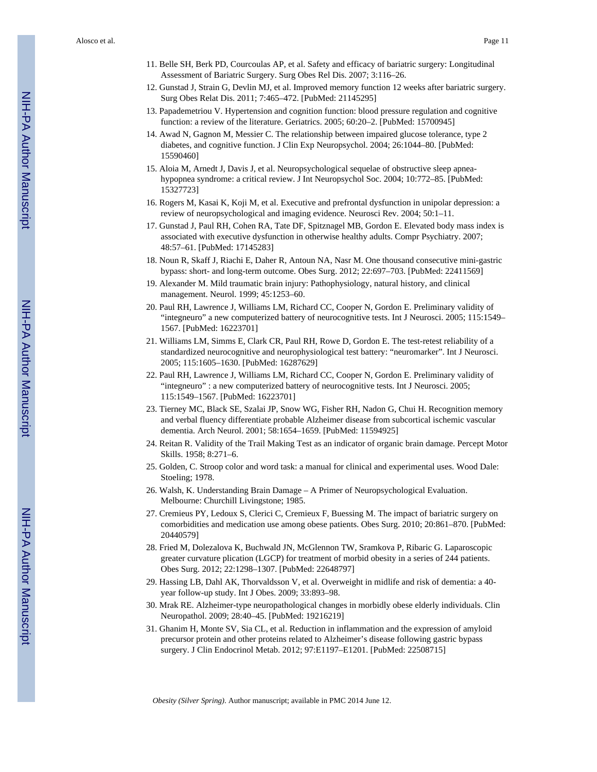11. Belle SH, Berk PD, Courcoulas AP, et al. Safety and efficacy of bariatric surgery: Longitudinal Assessment of Bariatric Surgery. Surg Obes Rel Dis. 2007; 3:116–26.
12. Gunstad J, Strain G, Devlin MJ, et al. Improved memory function 12 weeks after bariatric surgery. Surg Obes Relat Dis. 2011; 7:465–472. [PubMed: 21145295]
13. Papademetriou V. Hypertension and cognition function: blood pressure regulation and cognitive function: a review of the literature. Geriatrics. 2005; 60:20–2. [PubMed: 15700945]
14. Awad N, Gagnon M, Messier C. The relationship between impaired glucose tolerance, type 2 diabetes, and cognitive function. J Clin Exp Neuropsychol. 2004; 26:1044–80. [PubMed: 15590460]
15. Aloia M, Arnedt J, Davis J, et al. Neuropsychological sequelae of obstructive sleep apnea-hypopnea syndrome: a critical review. J Int Neuropsychol Soc. 2004; 10:772–85. [PubMed: 15327723]
16. Rogers M, Kasai K, Koji M, et al. Executive and prefrontal dysfunction in unipolar depression: a review of neuropsychological and imaging evidence. Neurosci Rev. 2004; 50:1–11.
17. Gunstad J, Paul RH, Cohen RA, Tate DF, Spitznagel MB, Gordon E. Elevated body mass index is associated with executive dysfunction in otherwise healthy adults. Compr Psychiatry. 2007; 48:57–61. [PubMed: 17145283]
18. Noun R, Skaff J, Riachi E, Daher R, Antoun NA, Nasr M. One thousand consecutive mini-gastric bypass: short- and long-term outcome. Obes Surg. 2012; 22:697–703. [PubMed: 22411569]
19. Alexander M. Mild traumatic brain injury: Pathophysiology, natural history, and clinical management. Neurol. 1999; 45:1253–60.
20. Paul RH, Lawrence J, Williams LM, Richard CC, Cooper N, Gordon E. Preliminary validity of "integneuro" a new computerized battery of neurocognitive tests. Int J Neurosci. 2005; 115:1549–1567. [PubMed: 16223701]
21. Williams LM, Simms E, Clark CR, Paul RH, Rowe D, Gordon E. The test-retest reliability of a standardized neurocognitive and neurophysiological test battery: "neuromarker". Int J Neurosci. 2005; 115:1605–1630. [PubMed: 16287629]
22. Paul RH, Lawrence J, Williams LM, Richard CC, Cooper N, Gordon E. Preliminary validity of "integneuro" : a new computerized battery of neurocognitive tests. Int J Neurosci. 2005; 115:1549–1567. [PubMed: 16223701]
23. Tierney MC, Black SE, Szalai JP, Snow WG, Fisher RH, Nadon G, Chui H. Recognition memory and verbal fluency differentiate probable Alzheimer disease from subcortical ischemic vascular dementia. Arch Neurol. 2001; 58:1654–1659. [PubMed: 11594925]
24. Reitan R. Validity of the Trail Making Test as an indicator of organic brain damage. Percept Motor Skills. 1958; 8:271–6.
25. Golden, C. Stroop color and word task: a manual for clinical and experimental uses. Wood Dale: Stoeling; 1978.
26. Walsh, K. Understanding Brain Damage – A Primer of Neuropsychological Evaluation. Melbourne: Churchill Livingstone; 1985.
27. Cremieus PY, Ledoux S, Clerici C, Cremieux F, Buessing M. The impact of bariatric surgery on comorbidities and medication use among obese patients. Obes Surg. 2010; 20:861–870. [PubMed: 20440579]
28. Fried M, Dolezalova K, Buchwald JN, McGlennon TW, Sramkova P, Ribaric G. Laparoscopic greater curvature plication (LGCP) for treatment of morbid obesity in a series of 244 patients. Obes Surg. 2012; 22:1298–1307. [PubMed: 22648797]
29. Hassing LB, Dahl AK, Thorvaldsson V, et al. Overweight in midlife and risk of dementia: a 40-year follow-up study. Int J Obes. 2009; 33:893–98.
30. Mrak RE. Alzheimer-type neuropathological changes in morbidly obese elderly individuals. Clin Neuropathol. 2009; 28:40–45. [PubMed: 19216219]
31. Ghanim H, Monte SV, Sia CL, et al. Reduction in inflammation and the expression of amyloid precursor protein and other proteins related to Alzheimer's disease following gastric bypass surgery. J Clin Endocrinol Metab. 2012; 97:E1197–E1201. [PubMed: 22508715]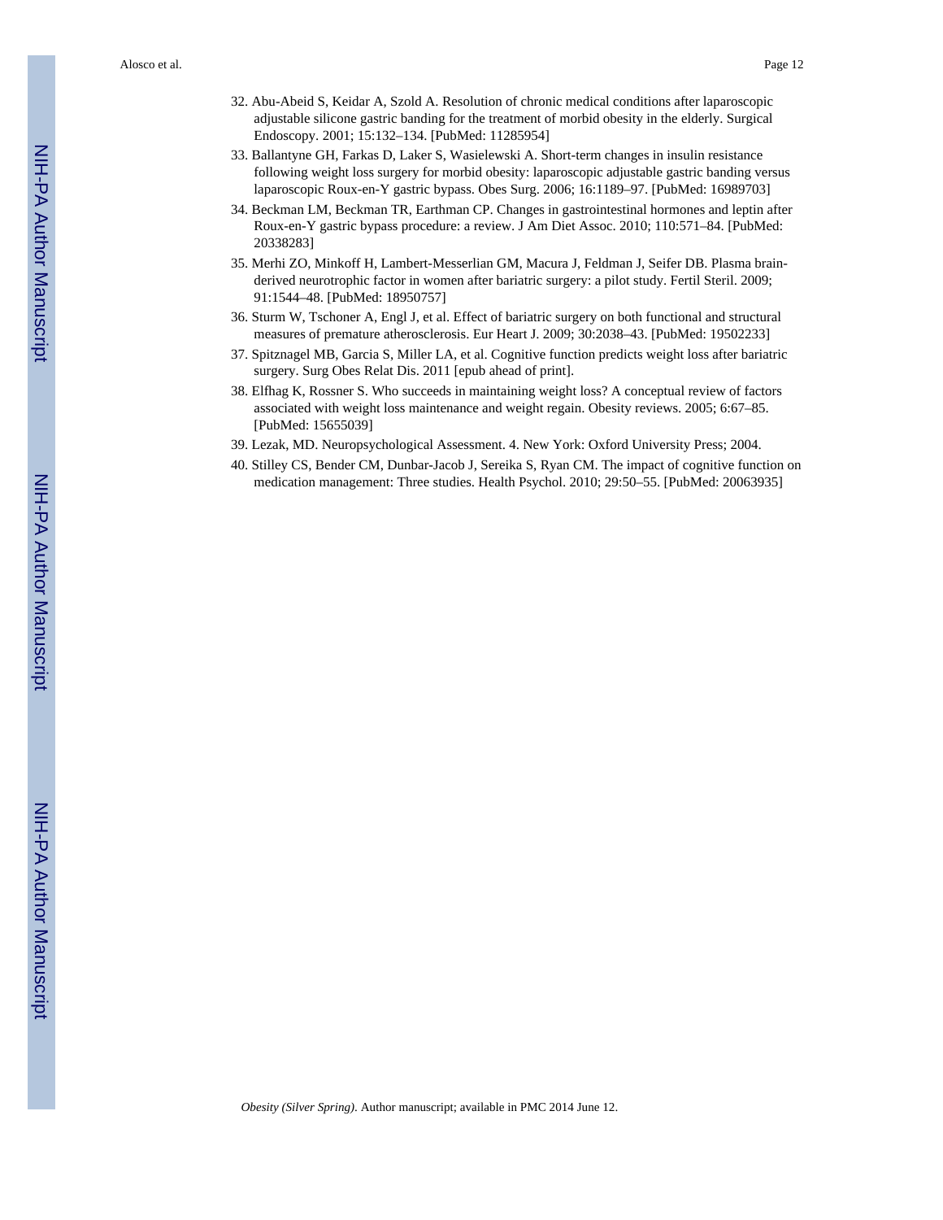32. Abu-Abeid S, Keidar A, Szold A. Resolution of chronic medical conditions after laparoscopic adjustable silicone gastric banding for the treatment of morbid obesity in the elderly. Surgical Endoscopy. 2001; 15:132–134. [PubMed: 11285954]
33. Ballantyne GH, Farkas D, Laker S, Wasielewski A. Short-term changes in insulin resistance following weight loss surgery for morbid obesity: laparoscopic adjustable gastric banding versus laparoscopic Roux-en-Y gastric bypass. Obes Surg. 2006; 16:1189–97. [PubMed: 16989703]
34. Beckman LM, Beckman TR, Earthman CP. Changes in gastrointestinal hormones and leptin after Roux-en-Y gastric bypass procedure: a review. J Am Diet Assoc. 2010; 110:571–84. [PubMed: 20338283]
35. Merhi ZO, Minkoff H, Lambert-Messerlian GM, Macura J, Feldman J, Seifer DB. Plasma brain-derived neurotrophic factor in women after bariatric surgery: a pilot study. Fertil Steril. 2009; 91:1544–48. [PubMed: 18950757]
36. Sturm W, Tschoner A, Engl J, et al. Effect of bariatric surgery on both functional and structural measures of premature atherosclerosis. Eur Heart J. 2009; 30:2038–43. [PubMed: 19502233]
37. Spitznagel MB, Garcia S, Miller LA, et al. Cognitive function predicts weight loss after bariatric surgery. Surg Obes Relat Dis. 2011 [epub ahead of print].
38. Elfhag K, Rossner S. Who succeeds in maintaining weight loss? A conceptual review of factors associated with weight loss maintenance and weight regain. Obesity reviews. 2005; 6:67–85. [PubMed: 15655039]
39. Lezak, MD. Neuropsychological Assessment. 4. New York: Oxford University Press; 2004.
40. Stilley CS, Bender CM, Dunbar-Jacob J, Sereika S, Ryan CM. The impact of cognitive function on medication management: Three studies. Health Psychol. 2010; 29:50–55. [PubMed: 20063935]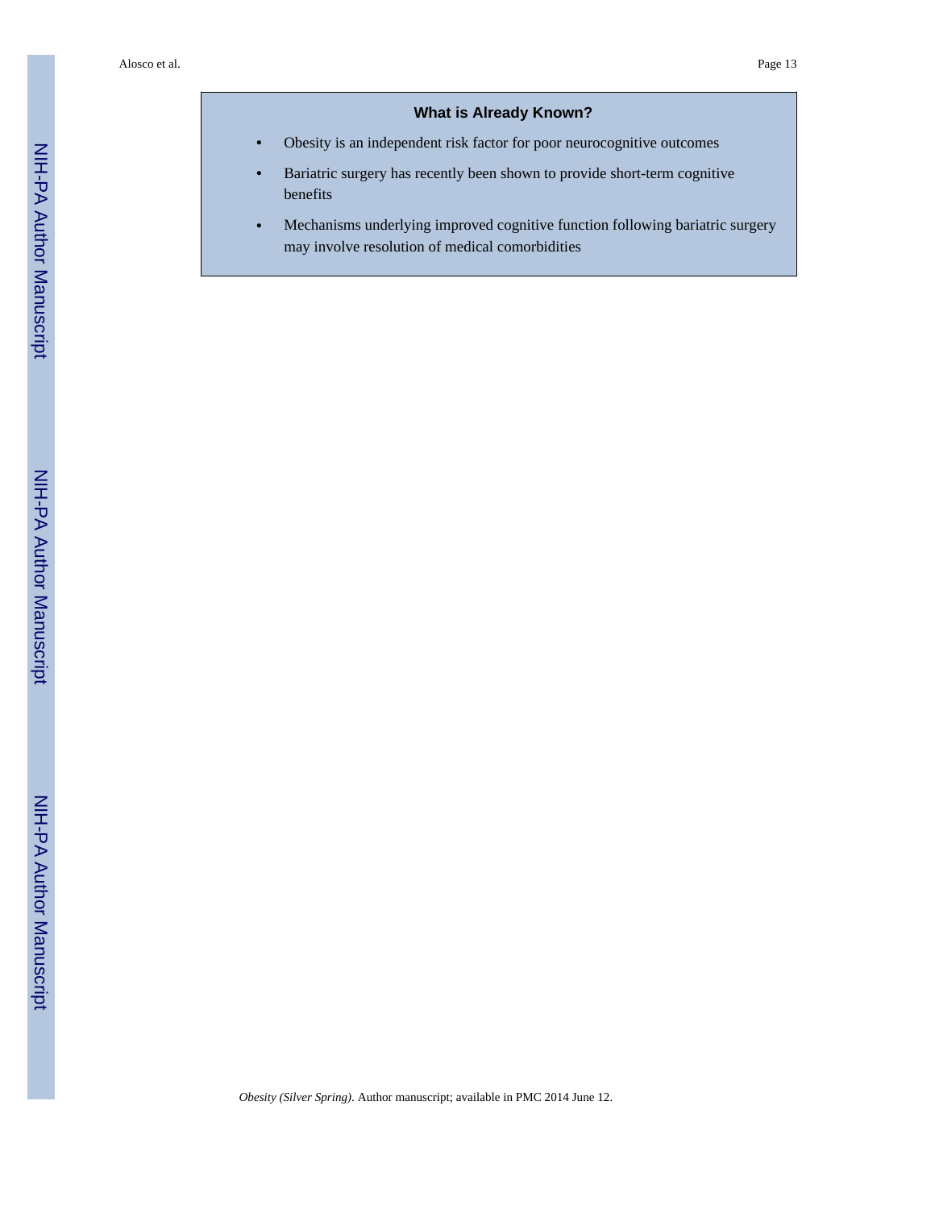## What is Already Known?

- Obesity is an independent risk factor for poor neurocognitive outcomes
- Bariatric surgery has recently been shown to provide short-term cognitive benefits
- Mechanisms underlying improved cognitive function following bariatric surgery may involve resolution of medical comorbidities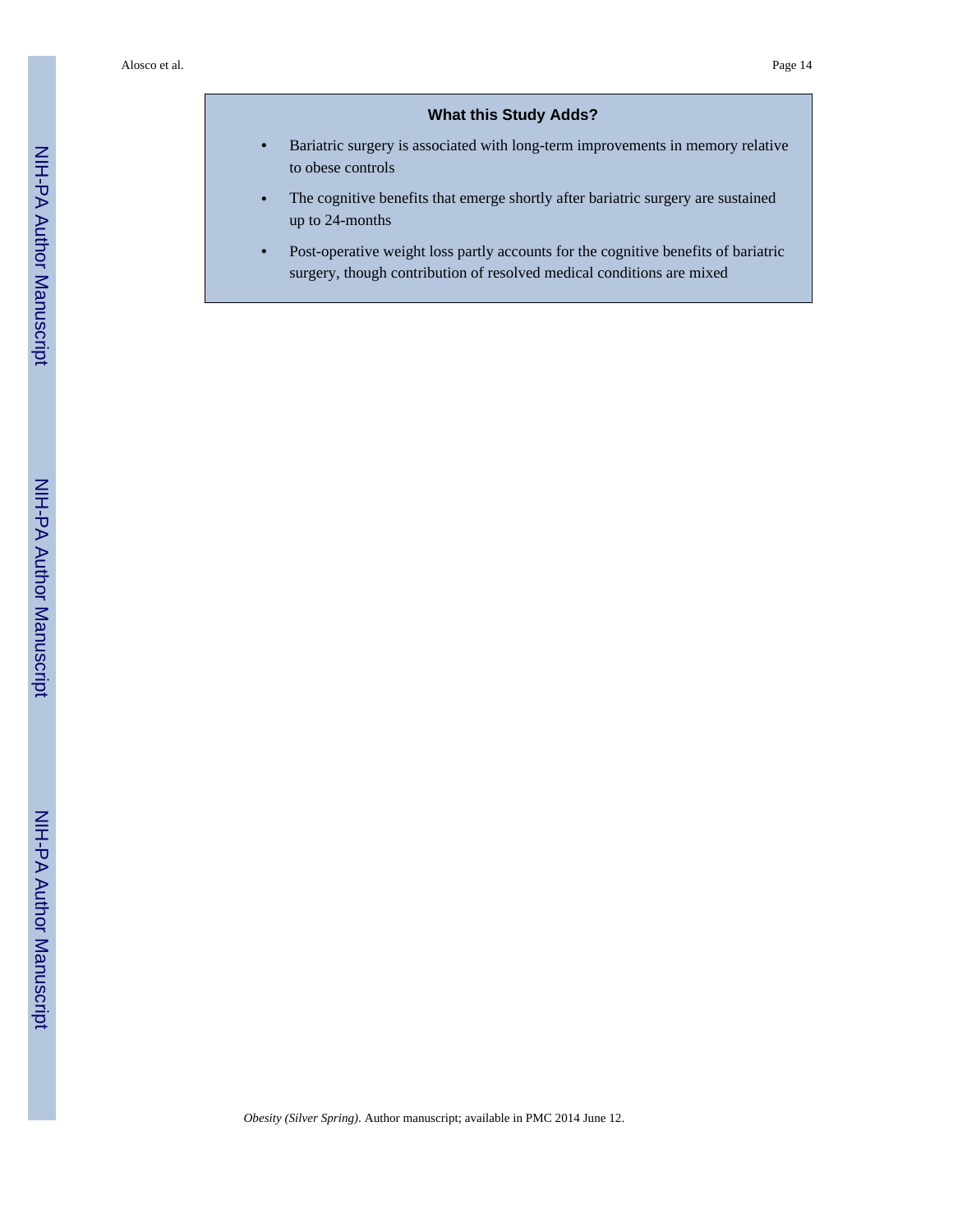### What this Study Adds?

- Bariatric surgery is associated with long-term improvements in memory relative to obese controls
- The cognitive benefits that emerge shortly after bariatric surgery are sustained up to 24-months
- Post-operative weight loss partly accounts for the cognitive benefits of bariatric surgery, though contribution of resolved medical conditions are mixed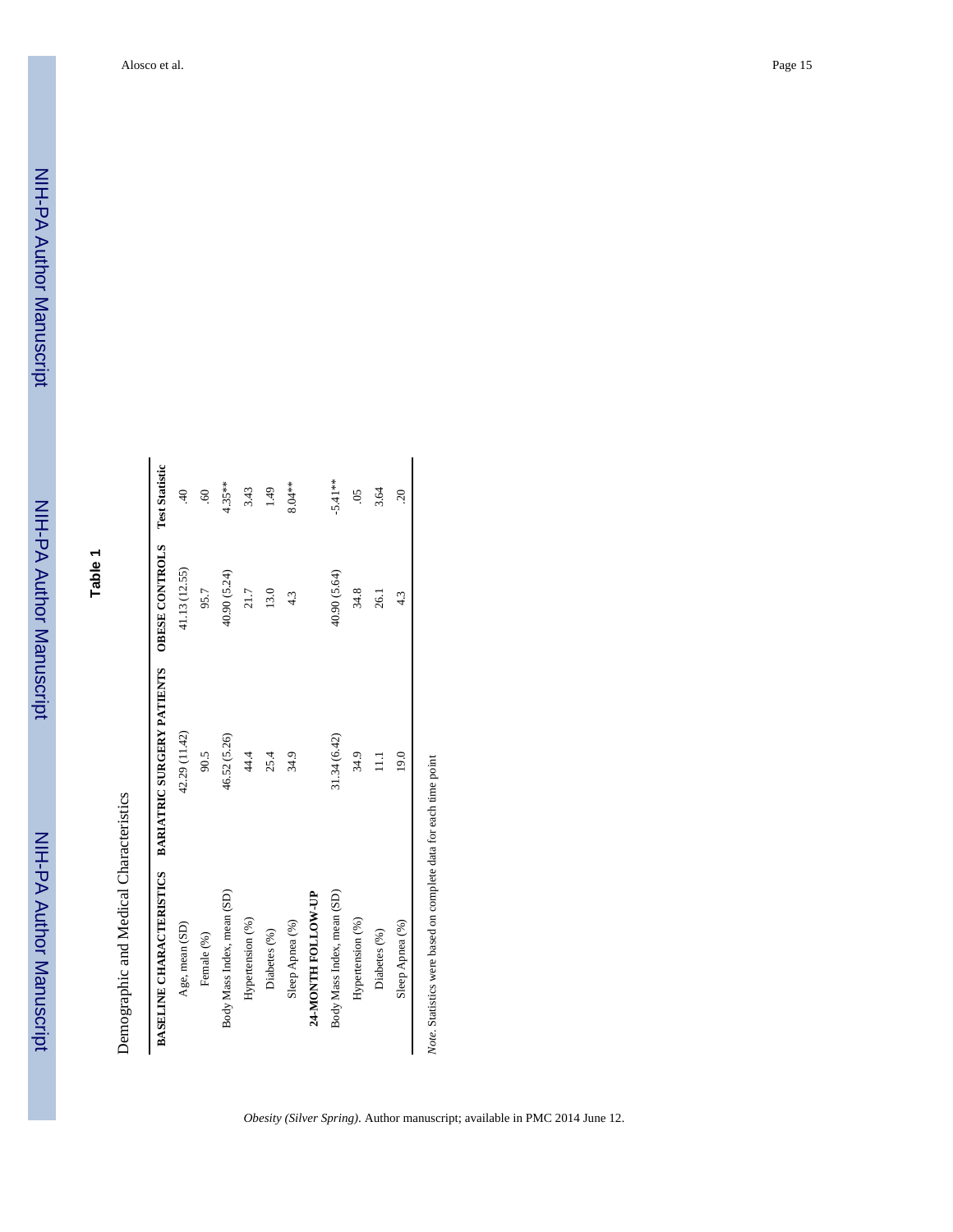## Table 1

Demographic and Medical Characteristics

| BASELINE CHARACTERISTICS | BARIATRIC SURGERY PATIENTS | OBESE CONTROLS | Test Statistic |
|---|---|---|---|
| Age, mean (SD) | 42.29 (11.42) | 41.13 (12.55) | .40 |
| Female (%) | 90.5 | 95.7 | .60 |
| Body Mass Index, mean (SD) | 46.52 (5.26) | 40.90 (5.24) | 4.35** |
| Hypertension (%) | 44.4 | 21.7 | 3.43 |
| Diabetes (%) | 25.4 | 13.0 | 1.49 |
| Sleep Apnea (%) | 34.9 | 4.3 | 8.04** |
| **24-MONTH FOLLOW-UP** | | | |
| Body Mass Index, mean (SD) | 31.34 (6.42) | 40.90 (5.64) | -5.41** |
| Hypertension (%) | 34.9 | 34.8 | .05 |
| Diabetes (%) | 11.1 | 26.1 | 3.64 |
| Sleep Apnea (%) | 19.0 | 4.3 | .20 |

*Note.* Statistics were based on complete data for each time point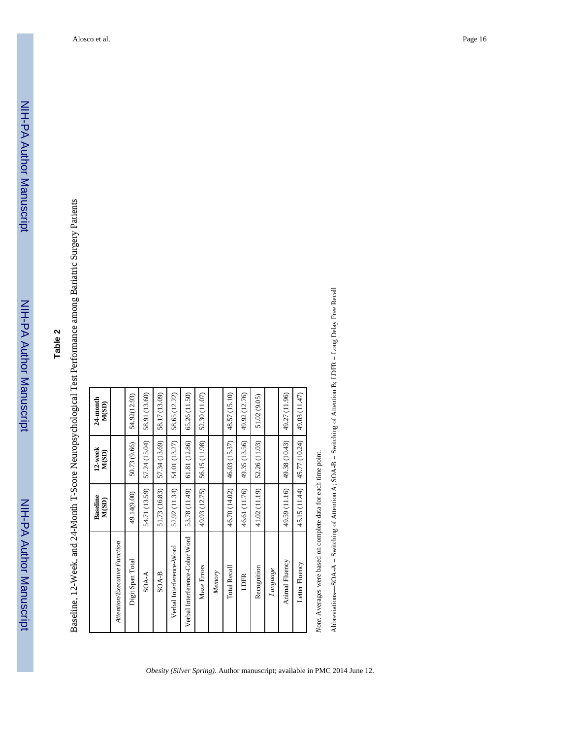## Table 2

Baseline, 12-Week, and 24-Month T-Score Neuropsychological Test Performance among Bariatric Surgery Patients

| | Baseline M(SD) | 12-week M(SD) | 24-month M(SD) |
|---|---|---|---|
| *Attention/Executive Function* | | | |
| Digit Span Total | 49.14(9.00) | 50.73 (9.66) | 54.92(12.93) |
| SOA-A | 54.71 (13.59) | 57.24 (15.04) | 58.91 (13.60) |
| SOA-B | 51.73 (16.83) | 57.34 (13.69) | 58.17 (13.09) |
| Verbal Interference-Word | 52.92 (11.34) | 54.01 (13.27) | 58.65 (12.22) |
| Verbal Interference-Color Word | 53.78 (11.49) | 61.81 (12.86) | 65.26 (11.50) |
| Maze Errors | 49.93 (12.75) | 56.15 (11.98) | 52.30 (11.07) |
| *Memory* | | | |
| Total Recall | 46.70 (14.02) | 46.03 (15.37) | 48.57 (15.10) |
| LDFR | 46.61 (11.76) | 49.35 (13.56) | 49.92 (12.76) |
| Recognition | 41.02 (11.19) | 52.26 (11.03) | 51.02 (9.05) |
| *Language* | | | |
| Animal Fluency | 49.59 (11.16) | 49.38 (10.43) | 49.27 (11.96) |
| Letter Fluency | 45.15 (11.44) | 45.77 (10.24) | 49.03 (11.47) |

*Note*. Averages were based on complete data for each time point.

Abbreviations—SOA-A = Switching of Attention A; SOA-B = Switching of Attention B; LDFR = Long Delay Free Recall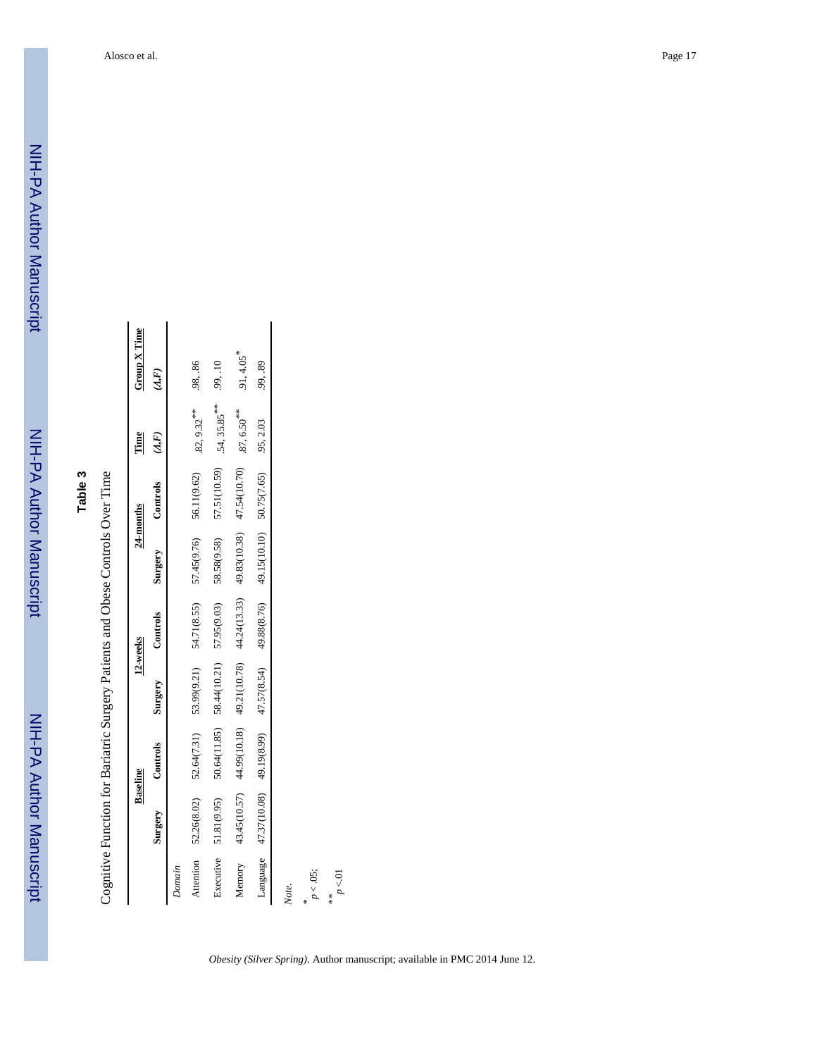## Table 3

Cognitive Function for Bariatric Surgery Patients and Obese Controls Over Time

| | Baseline | | 12-weeks | | 24-months | | Time | Group X Time |
|---|---|---|---|---|---|---|---|---|
| | Surgery | Controls | Surgery | Controls | Surgery | Controls | *(Λ,F)* | *(Λ,F)* |
| *Domain* | | | | | | | | |
| Attention | 52.26(8.02) | 52.64(7.31) | 53.99(9.21) | 54.71(8.55) | 57.45(9.76) | 56.11(9.62) | .82, 9.32** | .98, .86 |
| Executive | 51.81(9.95) | 50.64(11.85) | 58.44(10.21) | 57.95(9.03) | 58.58(9.58) | 57.51(10.59) | .54, 35.85** | .99, .10 |
| Memory | 43.45(10.57) | 44.99(10.18) | 49.21(10.78) | 44.24(13.33) | 49.83(10.38) | 47.54(10.70) | .87, 6.50** | .91, 4.05* |
| Language | 47.37(10.08) | 49.19(8.99) | 47.57(8.54) | 49.88(8.76) | 49.15(10.10) | 50.75(7.65) | .95, 2.03 | .99, .89 |

*Note.*

\* $p < .05$;

\*\* $p < .01$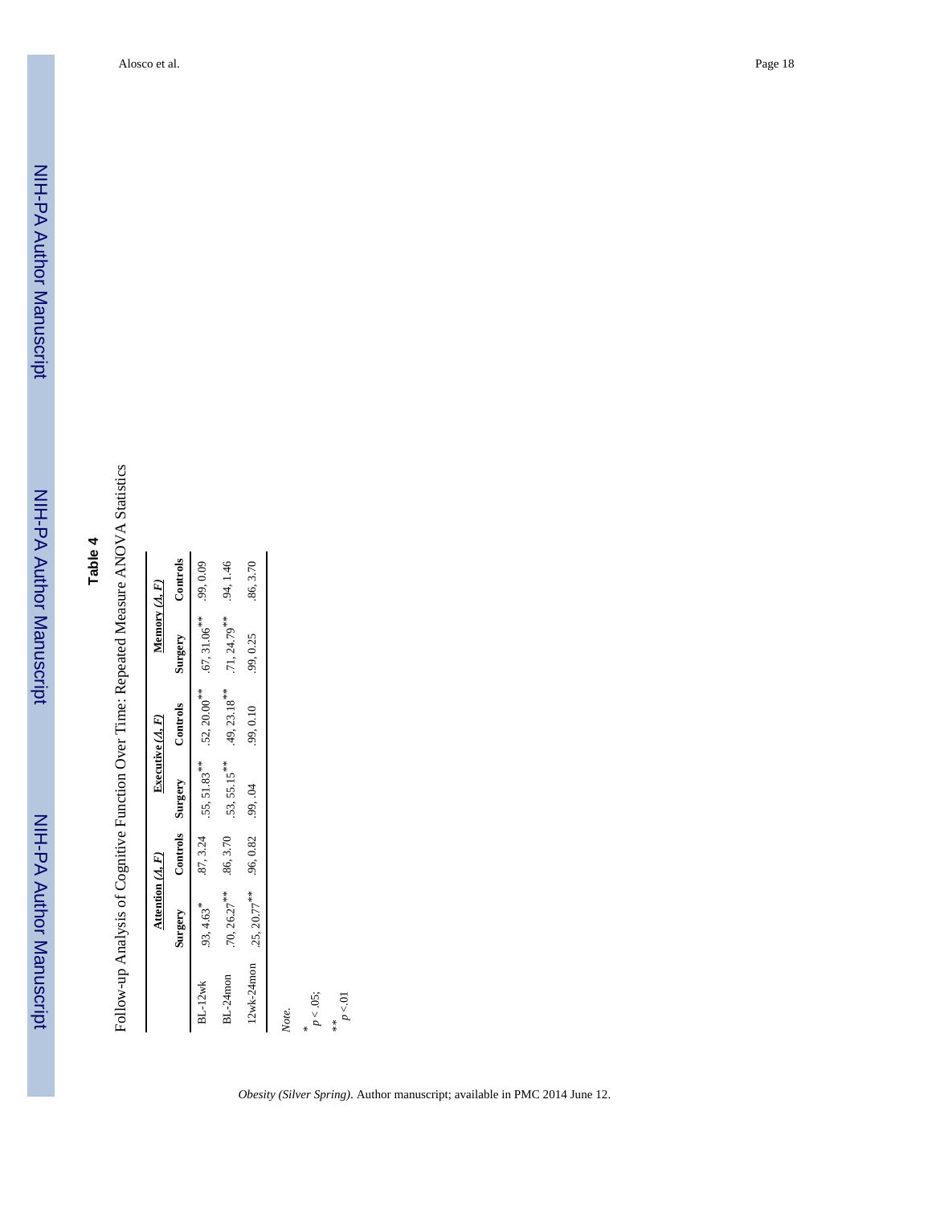# Table 4

Follow-up Analysis of Cognitive Function Over Time: Repeated Measure ANOVA Statistics

| | Attention ($\Lambda$, $F$) | | Executive ($\Lambda$, $F$) | | Memory ($\Lambda$, $F$) | |
|---|---|---|---|---|---|---|
| | Surgery | Controls | Surgery | Controls | Surgery | Controls |
| BL-12wk | .93, 4.63* | .87, 3.24 | .55, 51.83** | .52, 20.00** | .67, 31.06** | .99, 0.09 |
| BL-24mon | .70, 26.27** | .86, 3.70 | .53, 55.15** | .49, 23.18** | .71, 24.79** | .94, 1.46 |
| 12wk-24mon | .25, 20.77** | .96, 0.82 | .99, .04 | .99, 0.10 | .99, 0.25 | .86, 3.70 |

*Note.*

\* $p < .05$;

\*\* $p < .01$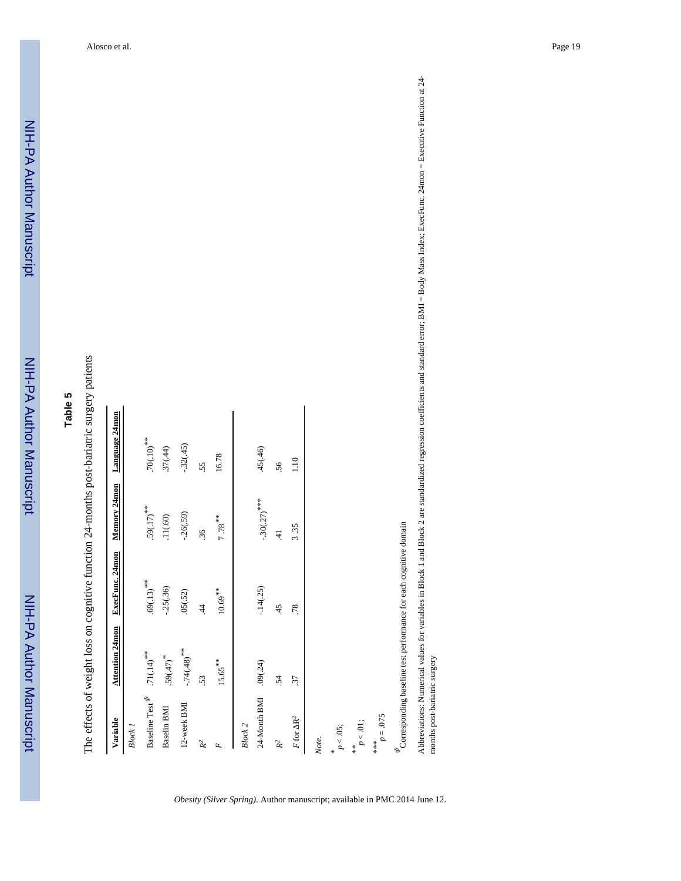## Table 5

The effects of weight loss on cognitive function 24-months post-bariatric surgery patients

| Variable | Attention 24mon | ExecFunc 24mon | Memory 24mon | Language 24mon |
|---|---|---|---|---|
| *Block 1* | | | | |
| Baseline Test[ψ] | .71(.14)** | .69(.13)** | .59(.17)** | .70(.10)** |
| Baselin BMI | .59(.47)* | -.25(.36) | .11(.60) | .37(.44) |
| 12-week BMI | -.74(.48)** | .05(.52) | -.26(.59) | -.32(.45) |
| $R^2$ | .53 | .44 | .36 | .55 |
| *F* | 15.65** | 10.69** | 7.78** | 16.78 |
| *Block 2* | | | | |
| 24-Month BMI | .09(.24) | -.14(.25) | -.30(.27)*** | .45(.46) |
| $R^2$ | .54 | .45 | .41 | .56 |
| *F* for $\Delta R^2$ | .37 | .78 | 3.35 | 1.10 |

*Note.*

\* $p < .05$;

\*\* $p < .01$;

\*\*\* $p = .075$

[ψ]Corresponding baseline test performance for each cognitive domain

Abbreviations: Numerical values for variables in Block 1 and Block 2 are standardized regression coefficients and standard error; BMI = Body Mass Index; ExecFunc. 24mon = Executive Function at 24-months post-bariatric surgery